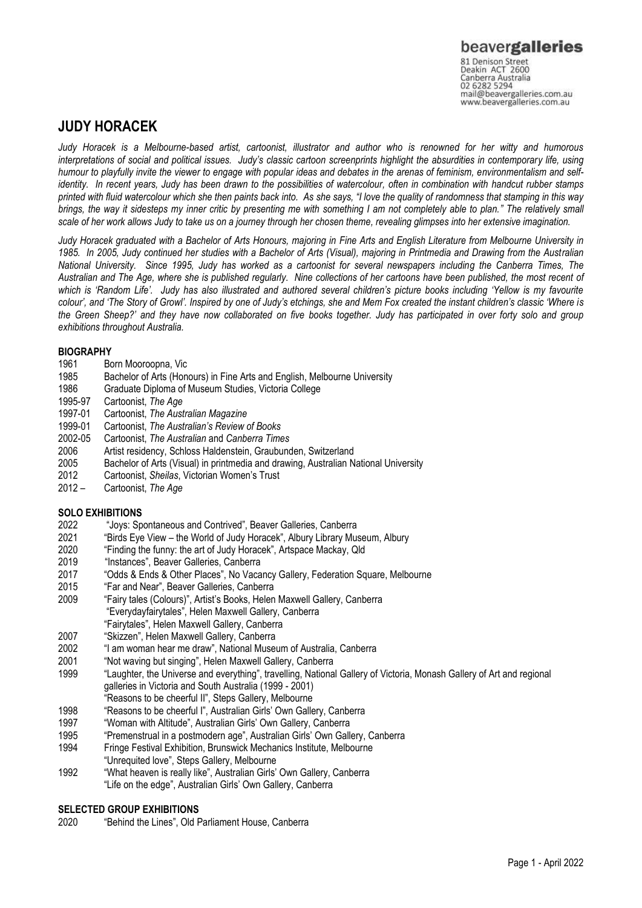beavergalleries
81 Denison Street
Deakin ACT 2600
Canberra Australia
02 6282 5294
mail@beavergalleries.com.au
www.beavergalleries.com.au

# JUDY HORACEK

*Judy Horacek is a Melbourne-based artist, cartoonist, illustrator and author who is renowned for her witty and humorous interpretations of social and political issues. Judy's classic cartoon screenprints highlight the absurdities in contemporary life, using humour to playfully invite the viewer to engage with popular ideas and debates in the arenas of feminism, environmentalism and self-identity. In recent years, Judy has been drawn to the possibilities of watercolour, often in combination with handcut rubber stamps printed with fluid watercolour which she then paints back into. As she says, "I love the quality of randomness that stamping in this way brings, the way it sidesteps my inner critic by presenting me with something I am not completely able to plan." The relatively small scale of her work allows Judy to take us on a journey through her chosen theme, revealing glimpses into her extensive imagination.*

*Judy Horacek graduated with a Bachelor of Arts Honours, majoring in Fine Arts and English Literature from Melbourne University in 1985. In 2005, Judy continued her studies with a Bachelor of Arts (Visual), majoring in Printmedia and Drawing from the Australian National University. Since 1995, Judy has worked as a cartoonist for several newspapers including the Canberra Times, The Australian and The Age, where she is published regularly. Nine collections of her cartoons have been published, the most recent of which is 'Random Life'. Judy has also illustrated and authored several children's picture books including 'Yellow is my favourite colour', and 'The Story of Growl'. Inspired by one of Judy's etchings, she and Mem Fox created the instant children's classic 'Where is the Green Sheep?' and they have now collaborated on five books together. Judy has participated in over forty solo and group exhibitions throughout Australia.*

## BIOGRAPHY

| | |
|---|---|
| 1961 | Born Mooroopna, Vic |
| 1985 | Bachelor of Arts (Honours) in Fine Arts and English, Melbourne University |
| 1986 | Graduate Diploma of Museum Studies, Victoria College |
| 1995-97 | Cartoonist, *The Age* |
| 1997-01 | Cartoonist, *The Australian Magazine* |
| 1999-01 | Cartoonist, *The Australian's Review of Books* |
| 2002-05 | Cartoonist, *The Australian* and *Canberra Times* |
| 2006 | Artist residency, Schloss Haldenstein, Graubunden, Switzerland |
| 2005 | Bachelor of Arts (Visual) in printmedia and drawing, Australian National University |
| 2012 | Cartoonist, *Sheilas*, Victorian Women's Trust |
| 2012 – | Cartoonist, *The Age* |

## SOLO EXHIBITIONS

| | |
|---|---|
| 2022 | "Joys: Spontaneous and Contrived", Beaver Galleries, Canberra |
| 2021 | "Birds Eye View – the World of Judy Horacek", Albury Library Museum, Albury |
| 2020 | "Finding the funny: the art of Judy Horacek", Artspace Mackay, Qld |
| 2019 | "Instances", Beaver Galleries, Canberra |
| 2017 | "Odds & Ends & Other Places", No Vacancy Gallery, Federation Square, Melbourne |
| 2015 | "Far and Near", Beaver Galleries, Canberra |
| 2009 | "Fairy tales (Colours)", Artist's Books, Helen Maxwell Gallery, Canberra |
| | "Everydayfairytales", Helen Maxwell Gallery, Canberra |
| | "Fairytales", Helen Maxwell Gallery, Canberra |
| 2007 | "Skizzen", Helen Maxwell Gallery, Canberra |
| 2002 | "I am woman hear me draw", National Museum of Australia, Canberra |
| 2001 | "Not waving but singing", Helen Maxwell Gallery, Canberra |
| 1999 | "Laughter, the Universe and everything", travelling, National Gallery of Victoria, Monash Gallery of Art and regional galleries in Victoria and South Australia (1999 - 2001) |
| | "Reasons to be cheerful II", Steps Gallery, Melbourne |
| 1998 | "Reasons to be cheerful I", Australian Girls' Own Gallery, Canberra |
| 1997 | "Woman with Altitude", Australian Girls' Own Gallery, Canberra |
| 1995 | "Premenstrual in a postmodern age", Australian Girls' Own Gallery, Canberra |
| 1994 | Fringe Festival Exhibition, Brunswick Mechanics Institute, Melbourne |
| | "Unrequited love", Steps Gallery, Melbourne |
| 1992 | "What heaven is really like", Australian Girls' Own Gallery, Canberra |
| | "Life on the edge", Australian Girls' Own Gallery, Canberra |

## SELECTED GROUP EXHIBITIONS

| | |
|---|---|
| 2020 | "Behind the Lines", Old Parliament House, Canberra |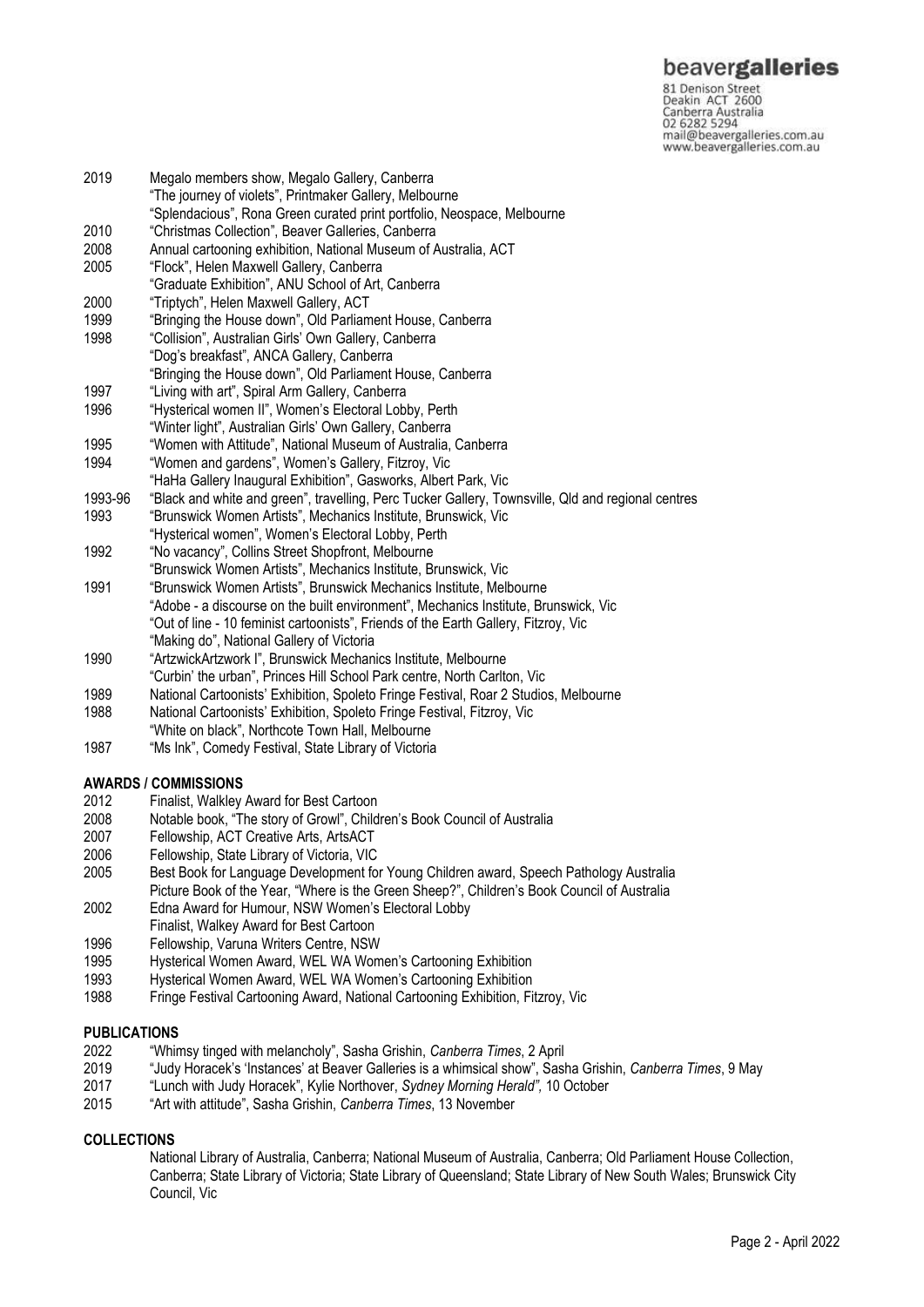2019 Megalo members show, Megalo Gallery, Canberra
"The journey of violets", Printmaker Gallery, Melbourne
"Splendacious", Rona Green curated print portfolio, Neospace, Melbourne
2010 "Christmas Collection", Beaver Galleries, Canberra
2008 Annual cartooning exhibition, National Museum of Australia, ACT
2005 "Flock", Helen Maxwell Gallery, Canberra
"Graduate Exhibition", ANU School of Art, Canberra
2000 "Triptych", Helen Maxwell Gallery, ACT
1999 "Bringing the House down", Old Parliament House, Canberra
1998 "Collision", Australian Girls' Own Gallery, Canberra
"Dog's breakfast", ANCA Gallery, Canberra
"Bringing the House down", Old Parliament House, Canberra
1997 "Living with art", Spiral Arm Gallery, Canberra
1996 "Hysterical women II", Women's Electoral Lobby, Perth
"Winter light", Australian Girls' Own Gallery, Canberra
1995 "Women with Attitude", National Museum of Australia, Canberra
1994 "Women and gardens", Women's Gallery, Fitzroy, Vic
"HaHa Gallery Inaugural Exhibition", Gasworks, Albert Park, Vic
1993-96 "Black and white and green", travelling, Perc Tucker Gallery, Townsville, Qld and regional centres
1993 "Brunswick Women Artists", Mechanics Institute, Brunswick, Vic
"Hysterical women", Women's Electoral Lobby, Perth
1992 "No vacancy", Collins Street Shopfront, Melbourne
"Brunswick Women Artists", Mechanics Institute, Brunswick, Vic
1991 "Brunswick Women Artists", Brunswick Mechanics Institute, Melbourne
"Adobe - a discourse on the built environment", Mechanics Institute, Brunswick, Vic
"Out of line - 10 feminist cartoonists", Friends of the Earth Gallery, Fitzroy, Vic
"Making do", National Gallery of Victoria
1990 "ArtzwickArtzwork I", Brunswick Mechanics Institute, Melbourne
"Curbin' the urban", Princes Hill School Park centre, North Carlton, Vic
1989 National Cartoonists' Exhibition, Spoleto Fringe Festival, Roar 2 Studios, Melbourne
1988 National Cartoonists' Exhibition, Spoleto Fringe Festival, Fitzroy, Vic
"White on black", Northcote Town Hall, Melbourne
1987 "Ms Ink", Comedy Festival, State Library of Victoria

**AWARDS / COMMISSIONS**

2012 Finalist, Walkley Award for Best Cartoon
2008 Notable book, "The story of Growl", Children's Book Council of Australia
2007 Fellowship, ACT Creative Arts, ArtsACT
2006 Fellowship, State Library of Victoria, VIC
2005 Best Book for Language Development for Young Children award, Speech Pathology Australia
Picture Book of the Year, "Where is the Green Sheep?", Children's Book Council of Australia
2002 Edna Award for Humour, NSW Women's Electoral Lobby
Finalist, Walkey Award for Best Cartoon
1996 Fellowship, Varuna Writers Centre, NSW
1995 Hysterical Women Award, WEL WA Women's Cartooning Exhibition
1993 Hysterical Women Award, WEL WA Women's Cartooning Exhibition
1988 Fringe Festival Cartooning Award, National Cartooning Exhibition, Fitzroy, Vic

**PUBLICATIONS**

2022 "Whimsy tinged with melancholy", Sasha Grishin, *Canberra Times*, 2 April
2019 "Judy Horacek's 'Instances' at Beaver Galleries is a whimsical show", Sasha Grishin, *Canberra Times*, 9 May
2017 "Lunch with Judy Horacek", Kylie Northover, *Sydney Morning Herald",* 10 October
2015 "Art with attitude", Sasha Grishin, *Canberra Times*, 13 November

**COLLECTIONS**

National Library of Australia, Canberra; National Museum of Australia, Canberra; Old Parliament House Collection, Canberra; State Library of Victoria; State Library of Queensland; State Library of New South Wales; Brunswick City Council, Vic